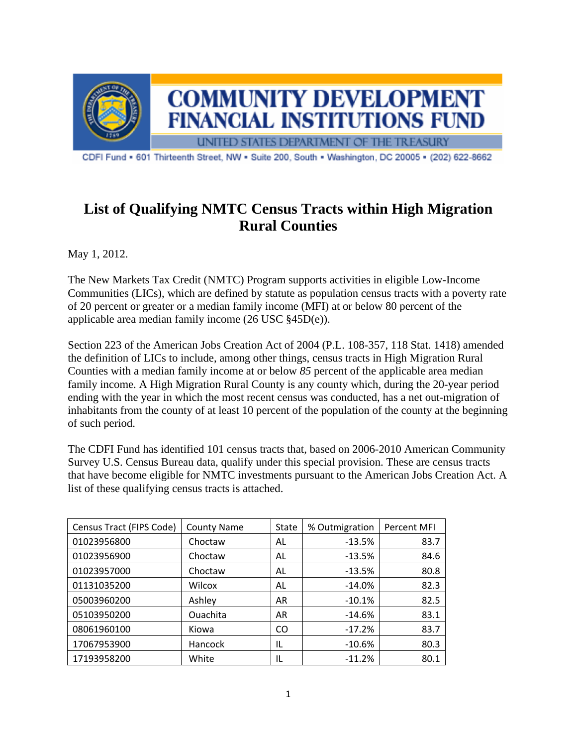COMMUNITY DEVELOPMENT FINANCIAL INSTITUTIONS FUND

UNITED STATES DEPARTMENT OF THE TREASURY

CDFI Fund ▪ 601 Thirteenth Street, NW ▪ Suite 200, South ▪ Washington, DC 20005 ▪ (202) 622-8662

# List of Qualifying NMTC Census Tracts within High Migration Rural Counties

May 1, 2012.

The New Markets Tax Credit (NMTC) Program supports activities in eligible Low-Income Communities (LICs), which are defined by statute as population census tracts with a poverty rate of 20 percent or greater or a median family income (MFI) at or below 80 percent of the applicable area median family income (26 USC §45D(e)).

Section 223 of the American Jobs Creation Act of 2004 (P.L. 108-357, 118 Stat. 1418) amended the definition of LICs to include, among other things, census tracts in High Migration Rural Counties with a median family income at or below *85* percent of the applicable area median family income. A High Migration Rural County is any county which, during the 20-year period ending with the year in which the most recent census was conducted, has a net out-migration of inhabitants from the county of at least 10 percent of the population of the county at the beginning of such period.

The CDFI Fund has identified 101 census tracts that, based on 2006-2010 American Community Survey U.S. Census Bureau data, qualify under this special provision. These are census tracts that have become eligible for NMTC investments pursuant to the American Jobs Creation Act. A list of these qualifying census tracts is attached.

| Census Tract (FIPS Code) | County Name | State | % Outmigration | Percent MFI |
|---|---|---|---|---|
| 01023956800 | Choctaw | AL | -13.5% | 83.7 |
| 01023956900 | Choctaw | AL | -13.5% | 84.6 |
| 01023957000 | Choctaw | AL | -13.5% | 80.8 |
| 01131035200 | Wilcox | AL | -14.0% | 82.3 |
| 05003960200 | Ashley | AR | -10.1% | 82.5 |
| 05103950200 | Ouachita | AR | -14.6% | 83.1 |
| 08061960100 | Kiowa | CO | -17.2% | 83.7 |
| 17067953900 | Hancock | IL | -10.6% | 80.3 |
| 17193958200 | White | IL | -11.2% | 80.1 |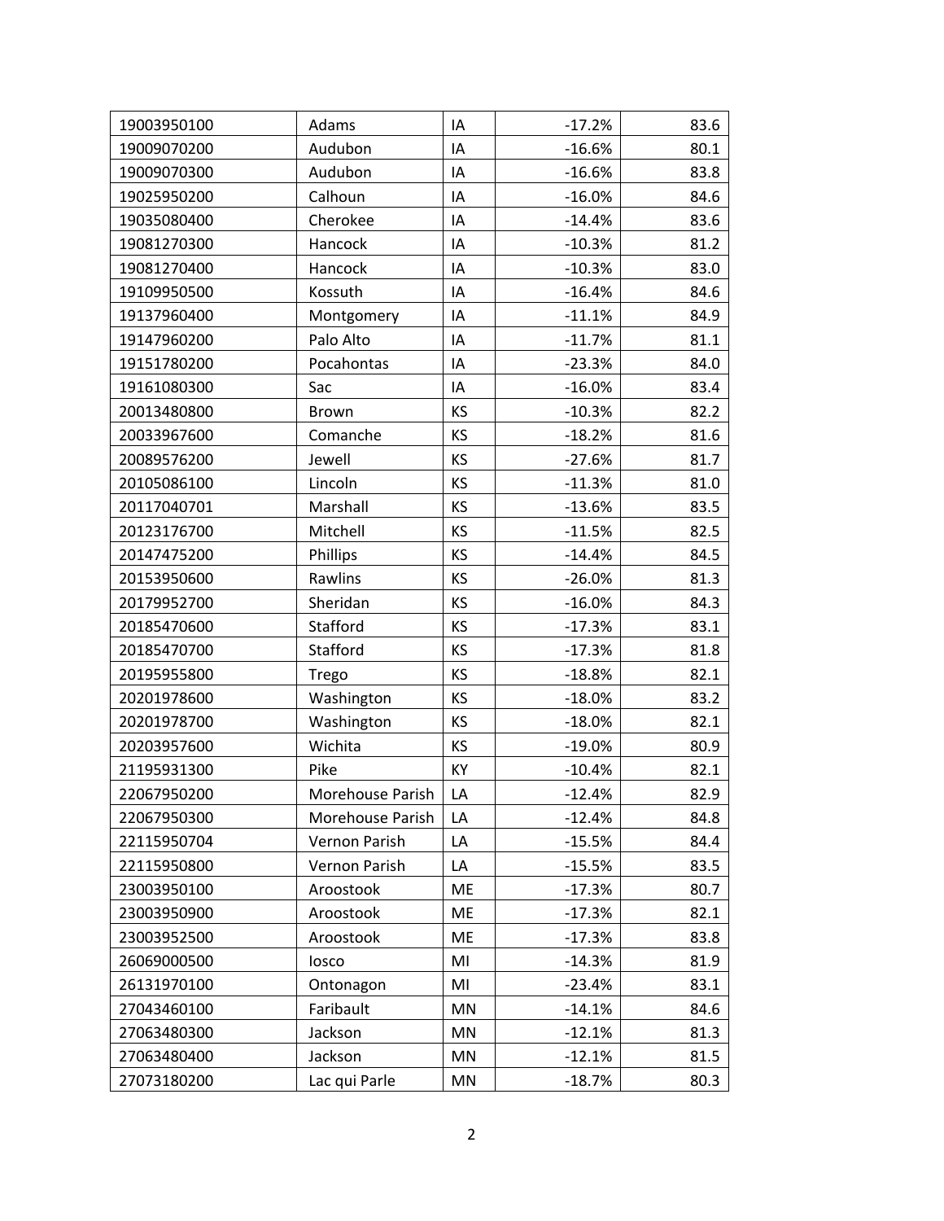| | | | | |
|---|---|---|---|---|
| 19003950100 | Adams | IA | -17.2% | 83.6 |
| 19009070200 | Audubon | IA | -16.6% | 80.1 |
| 19009070300 | Audubon | IA | -16.6% | 83.8 |
| 19025950200 | Calhoun | IA | -16.0% | 84.6 |
| 19035080400 | Cherokee | IA | -14.4% | 83.6 |
| 19081270300 | Hancock | IA | -10.3% | 81.2 |
| 19081270400 | Hancock | IA | -10.3% | 83.0 |
| 19109950500 | Kossuth | IA | -16.4% | 84.6 |
| 19137960400 | Montgomery | IA | -11.1% | 84.9 |
| 19147960200 | Palo Alto | IA | -11.7% | 81.1 |
| 19151780200 | Pocahontas | IA | -23.3% | 84.0 |
| 19161080300 | Sac | IA | -16.0% | 83.4 |
| 20013480800 | Brown | KS | -10.3% | 82.2 |
| 20033967600 | Comanche | KS | -18.2% | 81.6 |
| 20089576200 | Jewell | KS | -27.6% | 81.7 |
| 20105086100 | Lincoln | KS | -11.3% | 81.0 |
| 20117040701 | Marshall | KS | -13.6% | 83.5 |
| 20123176700 | Mitchell | KS | -11.5% | 82.5 |
| 20147475200 | Phillips | KS | -14.4% | 84.5 |
| 20153950600 | Rawlins | KS | -26.0% | 81.3 |
| 20179952700 | Sheridan | KS | -16.0% | 84.3 |
| 20185470600 | Stafford | KS | -17.3% | 83.1 |
| 20185470700 | Stafford | KS | -17.3% | 81.8 |
| 20195955800 | Trego | KS | -18.8% | 82.1 |
| 20201978600 | Washington | KS | -18.0% | 83.2 |
| 20201978700 | Washington | KS | -18.0% | 82.1 |
| 20203957600 | Wichita | KS | -19.0% | 80.9 |
| 21195931300 | Pike | KY | -10.4% | 82.1 |
| 22067950200 | Morehouse Parish | LA | -12.4% | 82.9 |
| 22067950300 | Morehouse Parish | LA | -12.4% | 84.8 |
| 22115950704 | Vernon Parish | LA | -15.5% | 84.4 |
| 22115950800 | Vernon Parish | LA | -15.5% | 83.5 |
| 23003950100 | Aroostook | ME | -17.3% | 80.7 |
| 23003950900 | Aroostook | ME | -17.3% | 82.1 |
| 23003952500 | Aroostook | ME | -17.3% | 83.8 |
| 26069000500 | Iosco | MI | -14.3% | 81.9 |
| 26131970100 | Ontonagon | MI | -23.4% | 83.1 |
| 27043460100 | Faribault | MN | -14.1% | 84.6 |
| 27063480300 | Jackson | MN | -12.1% | 81.3 |
| 27063480400 | Jackson | MN | -12.1% | 81.5 |
| 27073180200 | Lac qui Parle | MN | -18.7% | 80.3 |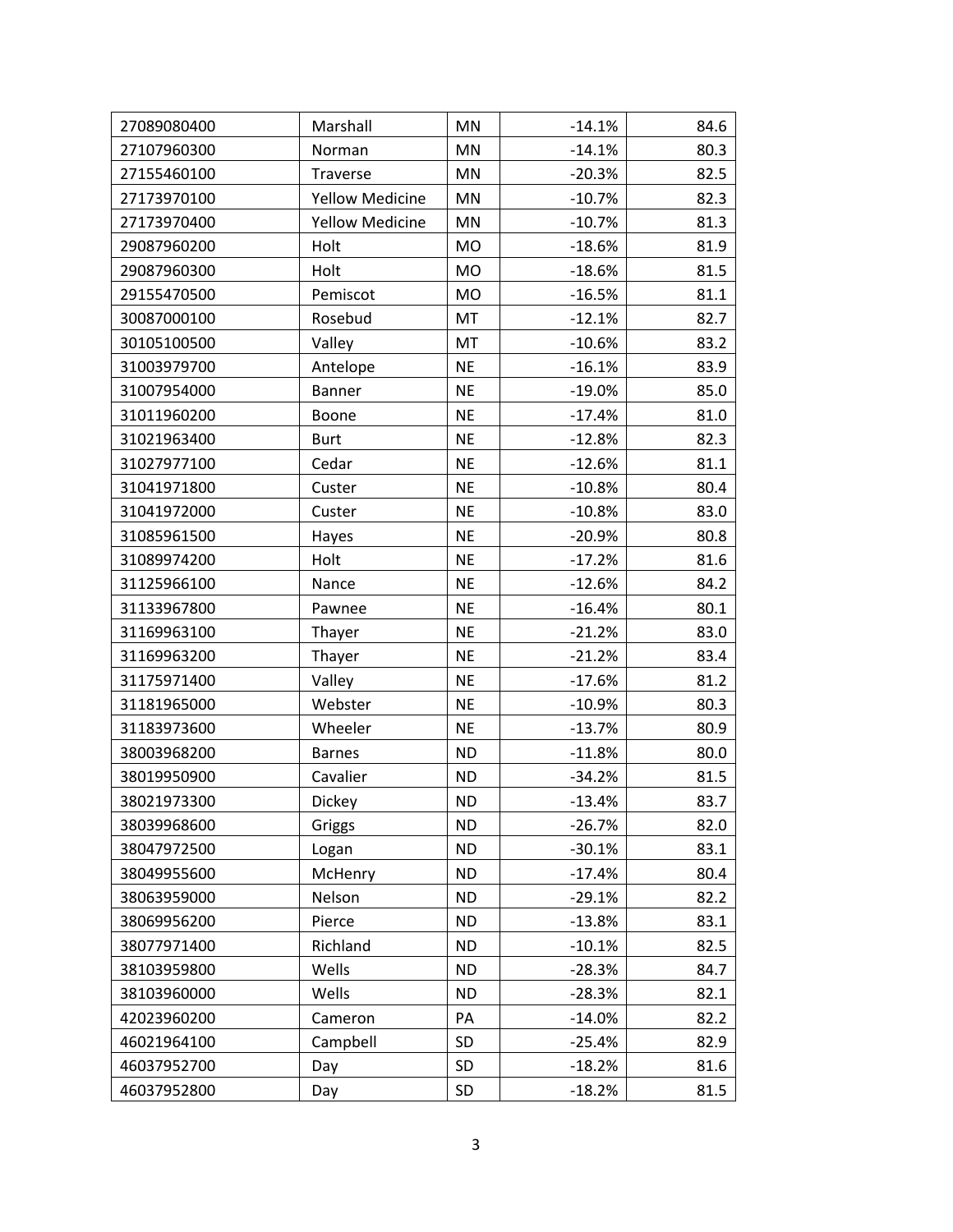| | | | | |
|---|---|---|---|---|
| 27089080400 | Marshall | MN | -14.1% | 84.6 |
| 27107960300 | Norman | MN | -14.1% | 80.3 |
| 27155460100 | Traverse | MN | -20.3% | 82.5 |
| 27173970100 | Yellow Medicine | MN | -10.7% | 82.3 |
| 27173970400 | Yellow Medicine | MN | -10.7% | 81.3 |
| 29087960200 | Holt | MO | -18.6% | 81.9 |
| 29087960300 | Holt | MO | -18.6% | 81.5 |
| 29155470500 | Pemiscot | MO | -16.5% | 81.1 |
| 30087000100 | Rosebud | MT | -12.1% | 82.7 |
| 30105100500 | Valley | MT | -10.6% | 83.2 |
| 31003979700 | Antelope | NE | -16.1% | 83.9 |
| 31007954000 | Banner | NE | -19.0% | 85.0 |
| 31011960200 | Boone | NE | -17.4% | 81.0 |
| 31021963400 | Burt | NE | -12.8% | 82.3 |
| 31027977100 | Cedar | NE | -12.6% | 81.1 |
| 31041971800 | Custer | NE | -10.8% | 80.4 |
| 31041972000 | Custer | NE | -10.8% | 83.0 |
| 31085961500 | Hayes | NE | -20.9% | 80.8 |
| 31089974200 | Holt | NE | -17.2% | 81.6 |
| 31125966100 | Nance | NE | -12.6% | 84.2 |
| 31133967800 | Pawnee | NE | -16.4% | 80.1 |
| 31169963100 | Thayer | NE | -21.2% | 83.0 |
| 31169963200 | Thayer | NE | -21.2% | 83.4 |
| 31175971400 | Valley | NE | -17.6% | 81.2 |
| 31181965000 | Webster | NE | -10.9% | 80.3 |
| 31183973600 | Wheeler | NE | -13.7% | 80.9 |
| 38003968200 | Barnes | ND | -11.8% | 80.0 |
| 38019950900 | Cavalier | ND | -34.2% | 81.5 |
| 38021973300 | Dickey | ND | -13.4% | 83.7 |
| 38039968600 | Griggs | ND | -26.7% | 82.0 |
| 38047972500 | Logan | ND | -30.1% | 83.1 |
| 38049955600 | McHenry | ND | -17.4% | 80.4 |
| 38063959000 | Nelson | ND | -29.1% | 82.2 |
| 38069956200 | Pierce | ND | -13.8% | 83.1 |
| 38077971400 | Richland | ND | -10.1% | 82.5 |
| 38103959800 | Wells | ND | -28.3% | 84.7 |
| 38103960000 | Wells | ND | -28.3% | 82.1 |
| 42023960200 | Cameron | PA | -14.0% | 82.2 |
| 46021964100 | Campbell | SD | -25.4% | 82.9 |
| 46037952700 | Day | SD | -18.2% | 81.6 |
| 46037952800 | Day | SD | -18.2% | 81.5 |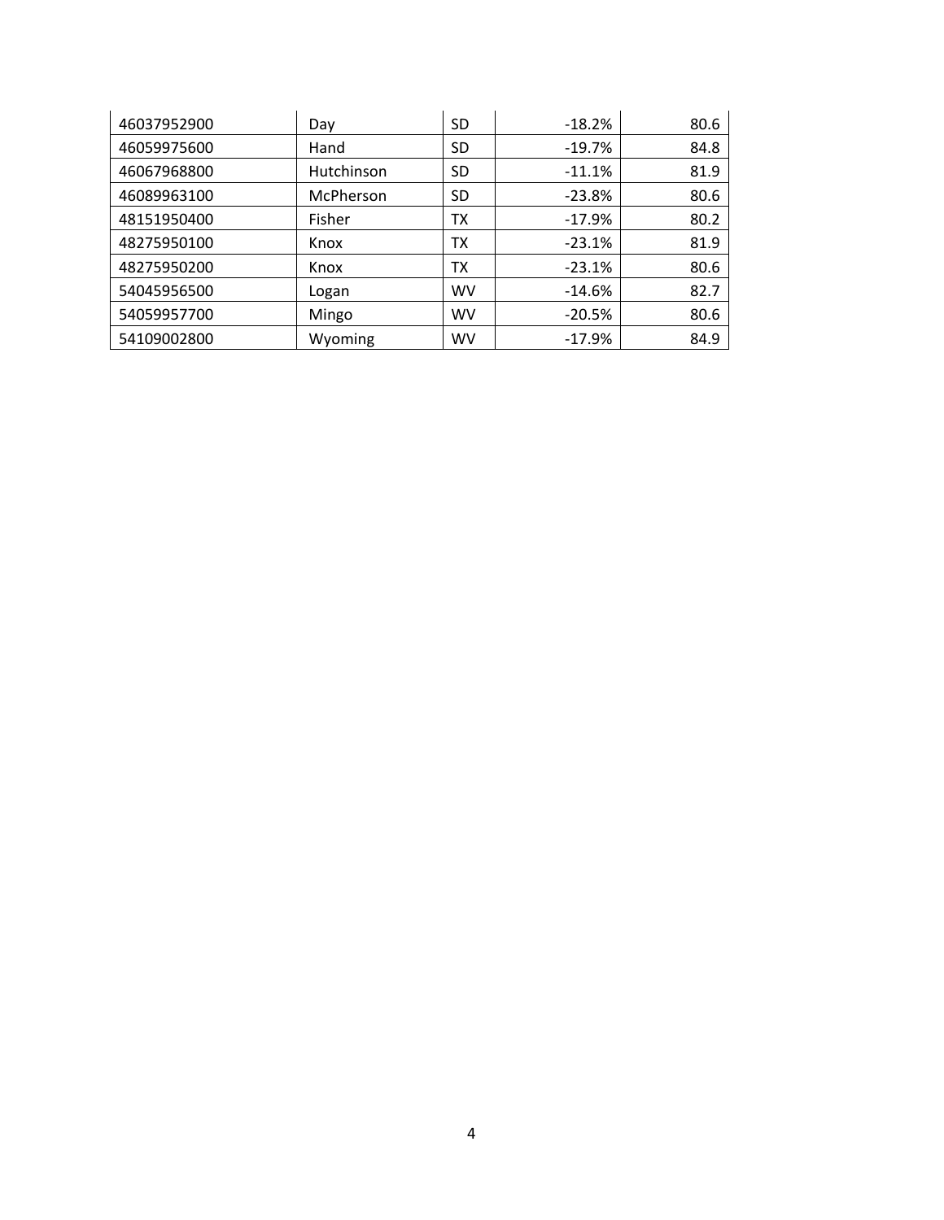| | | | | |
|---|---|---|---|---|
| 46037952900 | Day | SD | -18.2% | 80.6 |
| 46059975600 | Hand | SD | -19.7% | 84.8 |
| 46067968800 | Hutchinson | SD | -11.1% | 81.9 |
| 46089963100 | McPherson | SD | -23.8% | 80.6 |
| 48151950400 | Fisher | TX | -17.9% | 80.2 |
| 48275950100 | Knox | TX | -23.1% | 81.9 |
| 48275950200 | Knox | TX | -23.1% | 80.6 |
| 54045956500 | Logan | WV | -14.6% | 82.7 |
| 54059957700 | Mingo | WV | -20.5% | 80.6 |
| 54109002800 | Wyoming | WV | -17.9% | 84.9 |